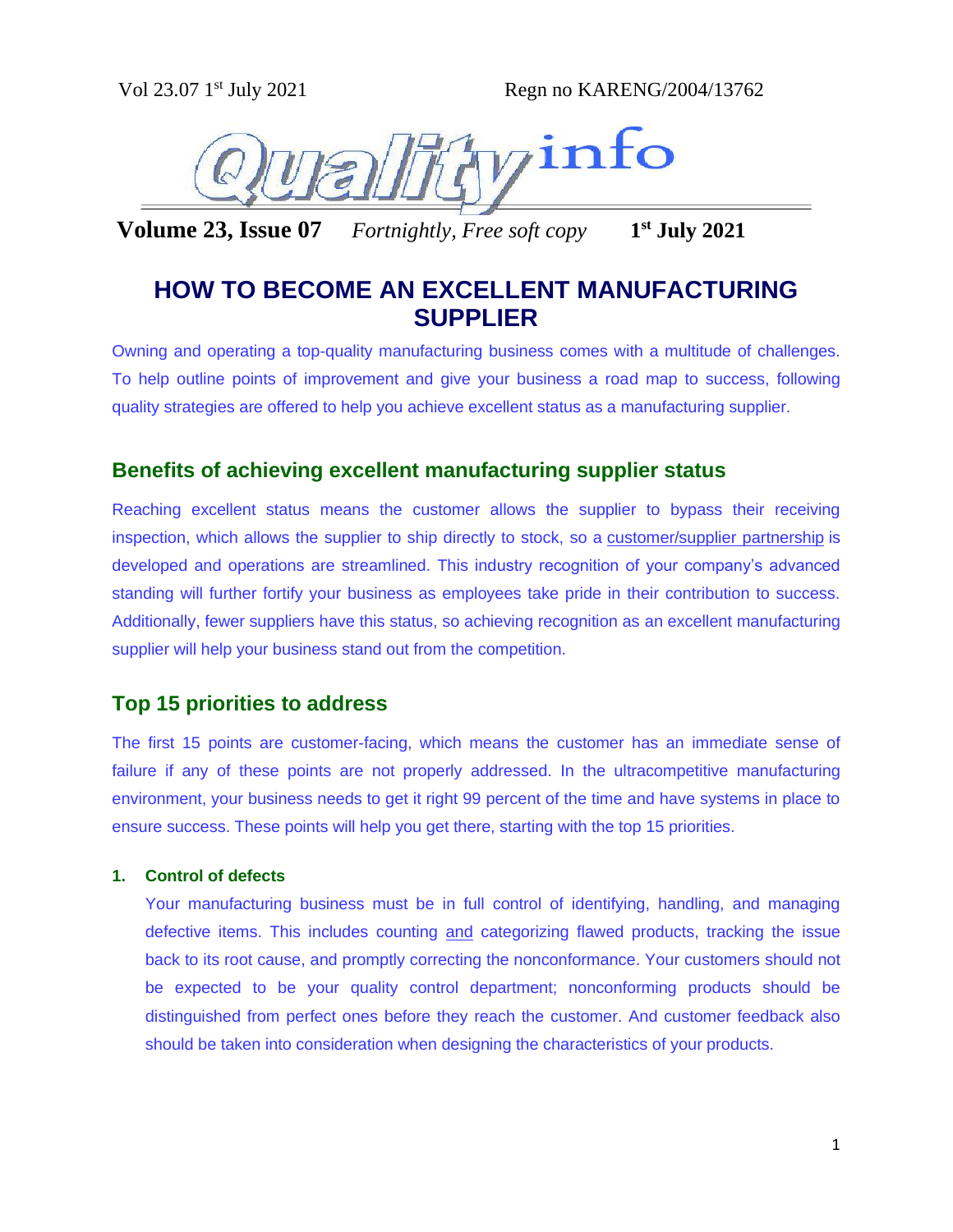Vol 23.07 1st July 2021 Regn no KARENG/2004/13762

# Quality info

**Volume 23, Issue 07** *Fortnightly, Free soft copy* **1st July 2021**

## HOW TO BECOME AN EXCELLENT MANUFACTURING SUPPLIER

Owning and operating a top-quality manufacturing business comes with a multitude of challenges. To help outline points of improvement and give your business a road map to success, following quality strategies are offered to help you achieve excellent status as a manufacturing supplier.

### Benefits of achieving excellent manufacturing supplier status

Reaching excellent status means the customer allows the supplier to bypass their receiving inspection, which allows the supplier to ship directly to stock, so a customer/supplier partnership is developed and operations are streamlined. This industry recognition of your company's advanced standing will further fortify your business as employees take pride in their contribution to success. Additionally, fewer suppliers have this status, so achieving recognition as an excellent manufacturing supplier will help your business stand out from the competition.

### Top 15 priorities to address

The first 15 points are customer-facing, which means the customer has an immediate sense of failure if any of these points are not properly addressed. In the ultracompetitive manufacturing environment, your business needs to get it right 99 percent of the time and have systems in place to ensure success. These points will help you get there, starting with the top 15 priorities.

#### 1. Control of defects

Your manufacturing business must be in full control of identifying, handling, and managing defective items. This includes counting and categorizing flawed products, tracking the issue back to its root cause, and promptly correcting the nonconformance. Your customers should not be expected to be your quality control department; nonconforming products should be distinguished from perfect ones before they reach the customer. And customer feedback also should be taken into consideration when designing the characteristics of your products.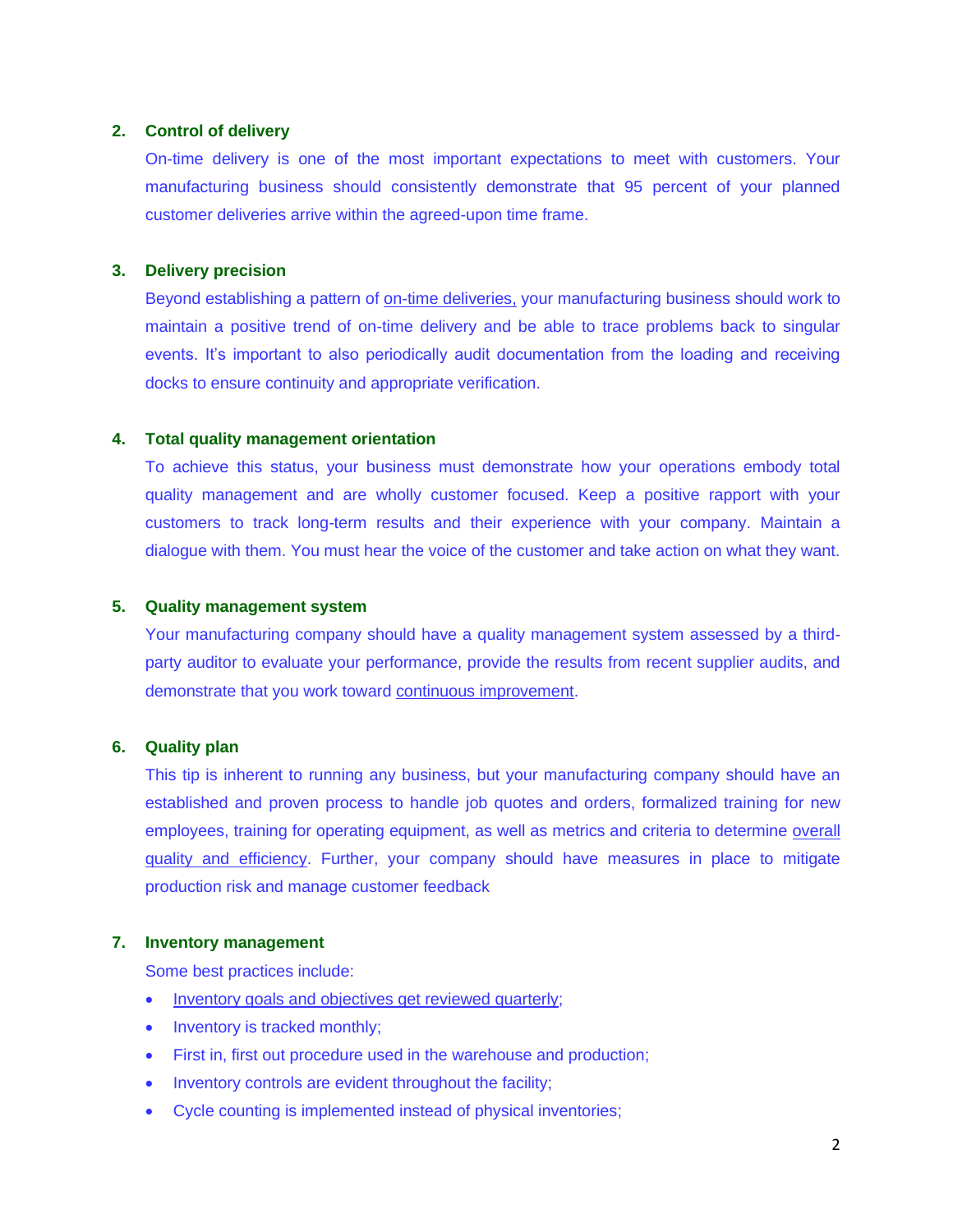2. **Control of delivery**

   On-time delivery is one of the most important expectations to meet with customers. Your manufacturing business should consistently demonstrate that 95 percent of your planned customer deliveries arrive within the agreed-upon time frame.

3. **Delivery precision**

   Beyond establishing a pattern of on-time deliveries, your manufacturing business should work to maintain a positive trend of on-time delivery and be able to trace problems back to singular events. It's important to also periodically audit documentation from the loading and receiving docks to ensure continuity and appropriate verification.

4. **Total quality management orientation**

   To achieve this status, your business must demonstrate how your operations embody total quality management and are wholly customer focused. Keep a positive rapport with your customers to track long-term results and their experience with your company. Maintain a dialogue with them. You must hear the voice of the customer and take action on what they want.

5. **Quality management system**

   Your manufacturing company should have a quality management system assessed by a third-party auditor to evaluate your performance, provide the results from recent supplier audits, and demonstrate that you work toward continuous improvement.

6. **Quality plan**

   This tip is inherent to running any business, but your manufacturing company should have an established and proven process to handle job quotes and orders, formalized training for new employees, training for operating equipment, as well as metrics and criteria to determine overall quality and efficiency. Further, your company should have measures in place to mitigate production risk and manage customer feedback

7. **Inventory management**

   Some best practices include:

   - Inventory goals and objectives get reviewed quarterly;
   - Inventory is tracked monthly;
   - First in, first out procedure used in the warehouse and production;
   - Inventory controls are evident throughout the facility;
   - Cycle counting is implemented instead of physical inventories;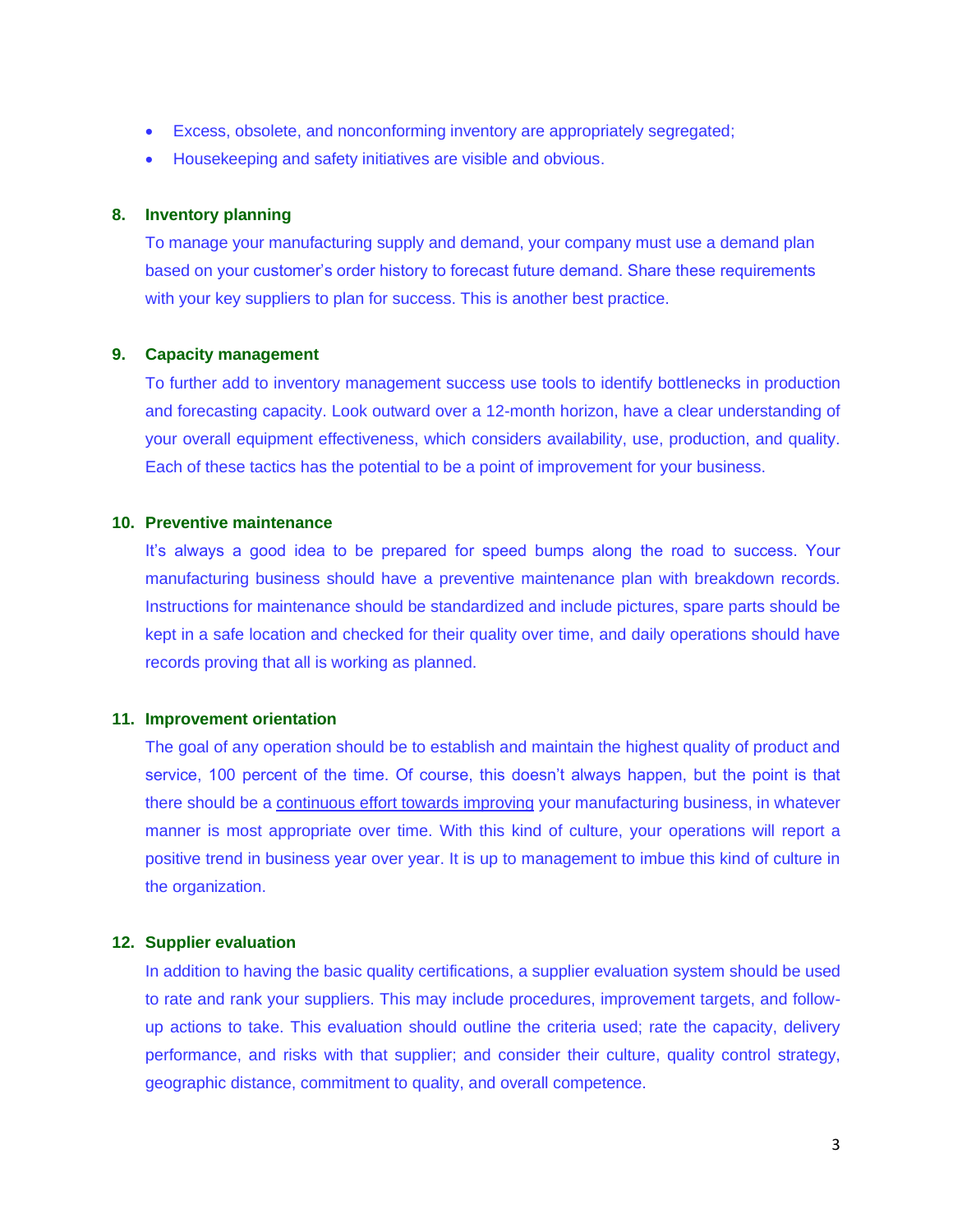- Excess, obsolete, and nonconforming inventory are appropriately segregated;
- Housekeeping and safety initiatives are visible and obvious.

**8. Inventory planning**

To manage your manufacturing supply and demand, your company must use a demand plan based on your customer's order history to forecast future demand. Share these requirements with your key suppliers to plan for success. This is another best practice.

**9. Capacity management**

To further add to inventory management success use tools to identify bottlenecks in production and forecasting capacity. Look outward over a 12-month horizon, have a clear understanding of your overall equipment effectiveness, which considers availability, use, production, and quality. Each of these tactics has the potential to be a point of improvement for your business.

**10. Preventive maintenance**

It's always a good idea to be prepared for speed bumps along the road to success. Your manufacturing business should have a preventive maintenance plan with breakdown records. Instructions for maintenance should be standardized and include pictures, spare parts should be kept in a safe location and checked for their quality over time, and daily operations should have records proving that all is working as planned.

**11. Improvement orientation**

The goal of any operation should be to establish and maintain the highest quality of product and service, 100 percent of the time. Of course, this doesn't always happen, but the point is that there should be a continuous effort towards improving your manufacturing business, in whatever manner is most appropriate over time. With this kind of culture, your operations will report a positive trend in business year over year. It is up to management to imbue this kind of culture in the organization.

**12. Supplier evaluation**

In addition to having the basic quality certifications, a supplier evaluation system should be used to rate and rank your suppliers. This may include procedures, improvement targets, and follow-up actions to take. This evaluation should outline the criteria used; rate the capacity, delivery performance, and risks with that supplier; and consider their culture, quality control strategy, geographic distance, commitment to quality, and overall competence.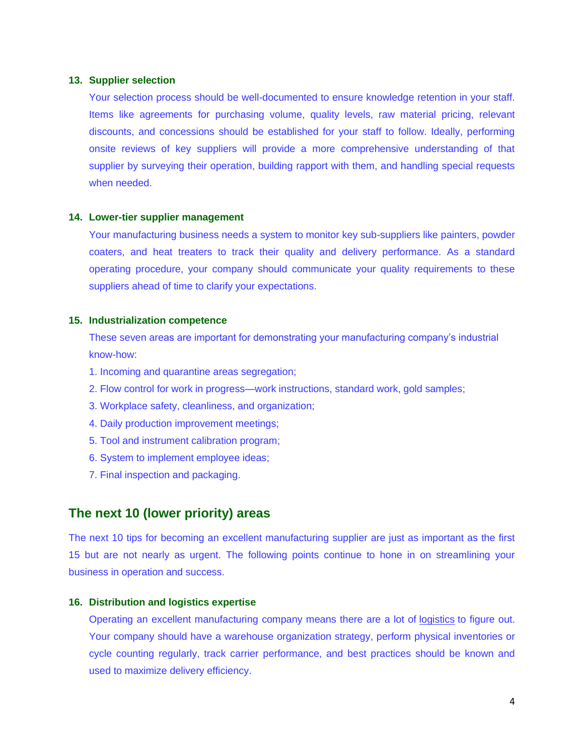### 13. Supplier selection

Your selection process should be well-documented to ensure knowledge retention in your staff. Items like agreements for purchasing volume, quality levels, raw material pricing, relevant discounts, and concessions should be established for your staff to follow. Ideally, performing onsite reviews of key suppliers will provide a more comprehensive understanding of that supplier by surveying their operation, building rapport with them, and handling special requests when needed.

### 14. Lower-tier supplier management

Your manufacturing business needs a system to monitor key sub-suppliers like painters, powder coaters, and heat treaters to track their quality and delivery performance. As a standard operating procedure, your company should communicate your quality requirements to these suppliers ahead of time to clarify your expectations.

### 15. Industrialization competence

These seven areas are important for demonstrating your manufacturing company's industrial know-how:

1. Incoming and quarantine areas segregation;
2. Flow control for work in progress—work instructions, standard work, gold samples;
3. Workplace safety, cleanliness, and organization;
4. Daily production improvement meetings;
5. Tool and instrument calibration program;
6. System to implement employee ideas;
7. Final inspection and packaging.

## The next 10 (lower priority) areas

The next 10 tips for becoming an excellent manufacturing supplier are just as important as the first 15 but are not nearly as urgent. The following points continue to hone in on streamlining your business in operation and success.

### 16. Distribution and logistics expertise

Operating an excellent manufacturing company means there are a lot of logistics to figure out. Your company should have a warehouse organization strategy, perform physical inventories or cycle counting regularly, track carrier performance, and best practices should be known and used to maximize delivery efficiency.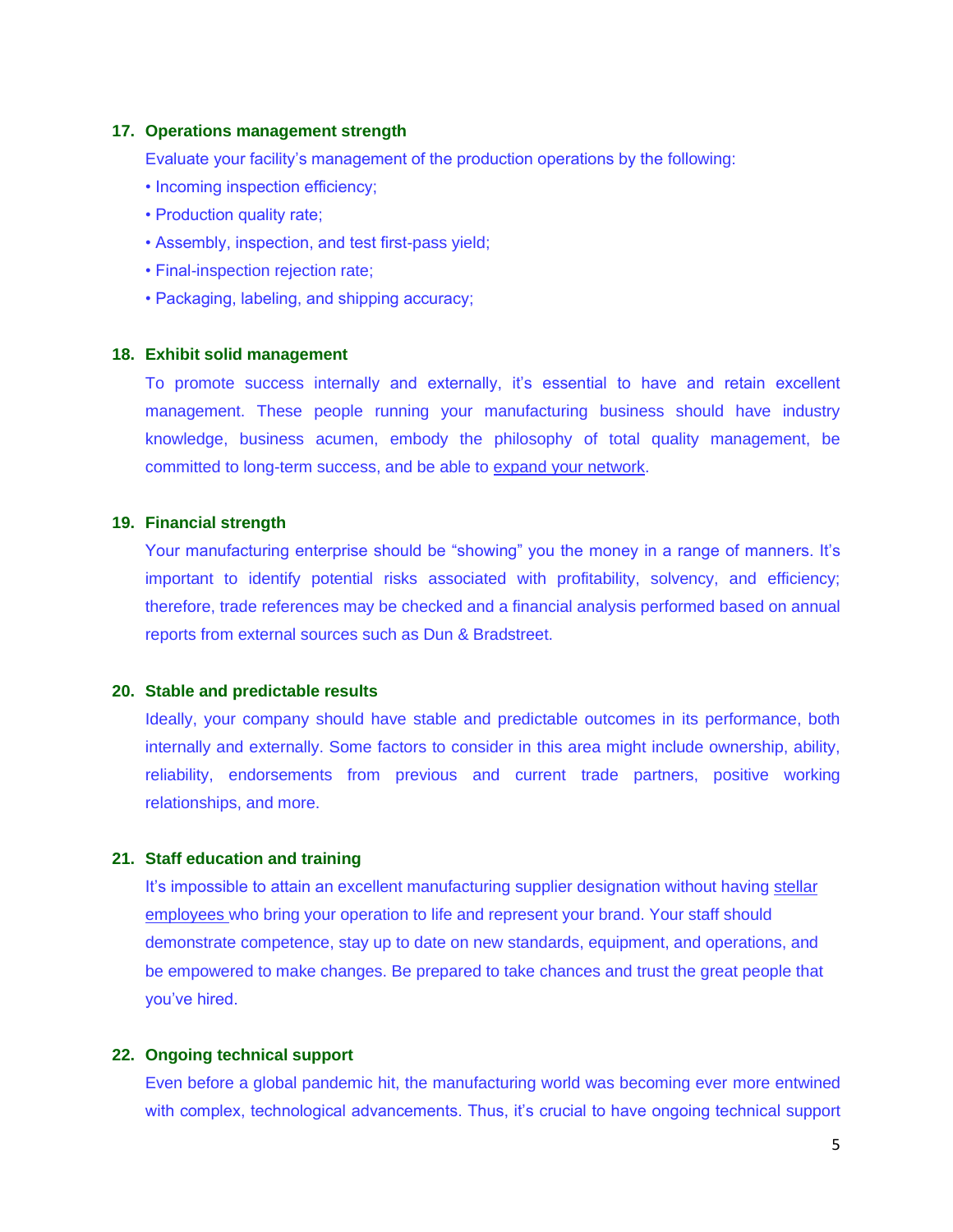17. **Operations management strength**

Evaluate your facility's management of the production operations by the following:

- Incoming inspection efficiency;
- Production quality rate;
- Assembly, inspection, and test first-pass yield;
- Final-inspection rejection rate;
- Packaging, labeling, and shipping accuracy;

18. **Exhibit solid management**

To promote success internally and externally, it's essential to have and retain excellent management. These people running your manufacturing business should have industry knowledge, business acumen, embody the philosophy of total quality management, be committed to long-term success, and be able to expand your network.

19. **Financial strength**

Your manufacturing enterprise should be "showing" you the money in a range of manners. It's important to identify potential risks associated with profitability, solvency, and efficiency; therefore, trade references may be checked and a financial analysis performed based on annual reports from external sources such as Dun & Bradstreet.

20. **Stable and predictable results**

Ideally, your company should have stable and predictable outcomes in its performance, both internally and externally. Some factors to consider in this area might include ownership, ability, reliability, endorsements from previous and current trade partners, positive working relationships, and more.

21. **Staff education and training**

It's impossible to attain an excellent manufacturing supplier designation without having stellar employees who bring your operation to life and represent your brand. Your staff should demonstrate competence, stay up to date on new standards, equipment, and operations, and be empowered to make changes. Be prepared to take chances and trust the great people that you've hired.

22. **Ongoing technical support**

Even before a global pandemic hit, the manufacturing world was becoming ever more entwined with complex, technological advancements. Thus, it's crucial to have ongoing technical support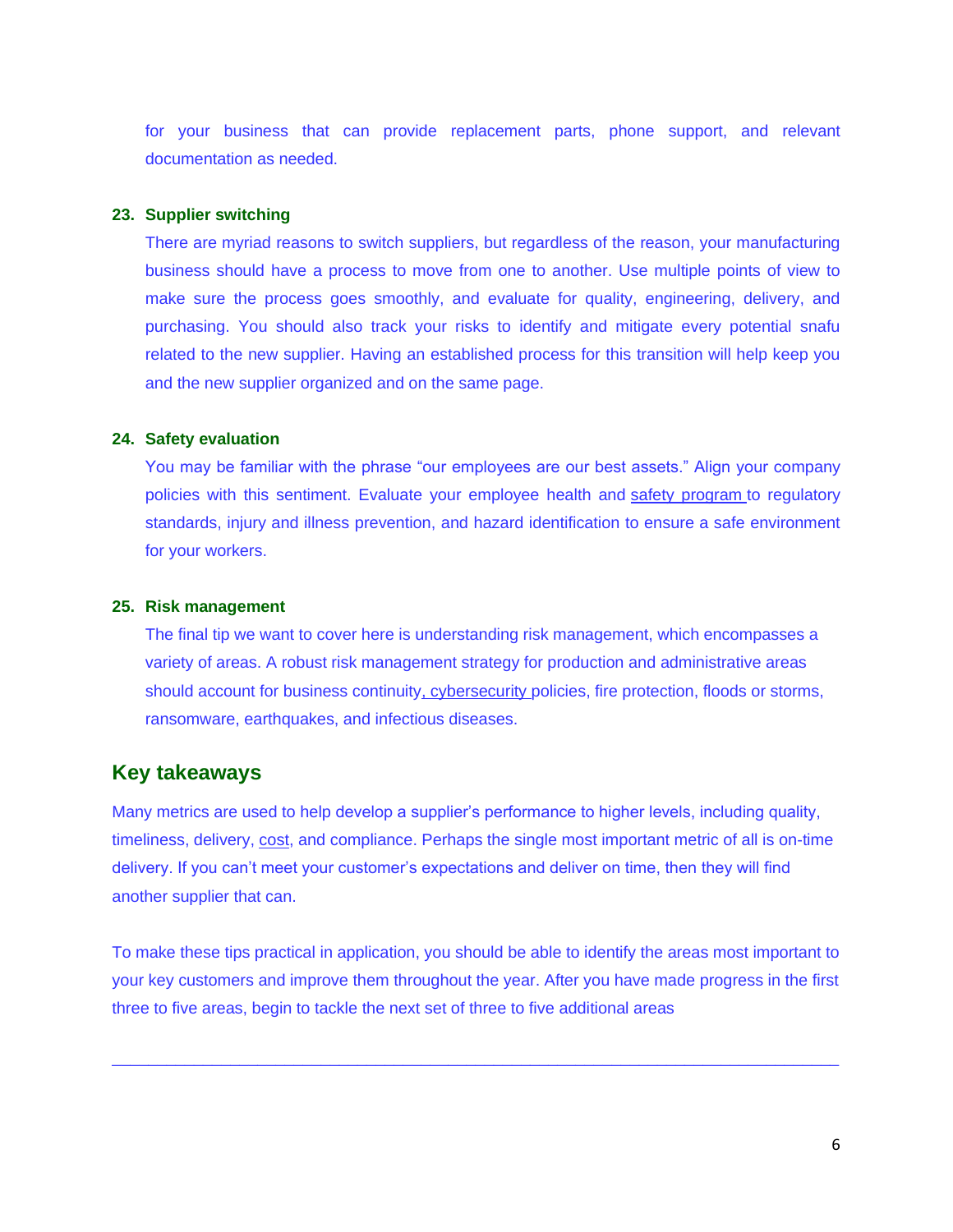for your business that can provide replacement parts, phone support, and relevant documentation as needed.

23. **Supplier switching**

    There are myriad reasons to switch suppliers, but regardless of the reason, your manufacturing business should have a process to move from one to another. Use multiple points of view to make sure the process goes smoothly, and evaluate for quality, engineering, delivery, and purchasing. You should also track your risks to identify and mitigate every potential snafu related to the new supplier. Having an established process for this transition will help keep you and the new supplier organized and on the same page.

24. **Safety evaluation**

    You may be familiar with the phrase "our employees are our best assets." Align your company policies with this sentiment. Evaluate your employee health and safety program to regulatory standards, injury and illness prevention, and hazard identification to ensure a safe environment for your workers.

25. **Risk management**

    The final tip we want to cover here is understanding risk management, which encompasses a variety of areas. A robust risk management strategy for production and administrative areas should account for business continuity, cybersecurity policies, fire protection, floods or storms, ransomware, earthquakes, and infectious diseases.

## Key takeaways

Many metrics are used to help develop a supplier's performance to higher levels, including quality, timeliness, delivery, cost, and compliance. Perhaps the single most important metric of all is on-time delivery. If you can't meet your customer's expectations and deliver on time, then they will find another supplier that can.

To make these tips practical in application, you should be able to identify the areas most important to your key customers and improve them throughout the year. After you have made progress in the first three to five areas, begin to tackle the next set of three to five additional areas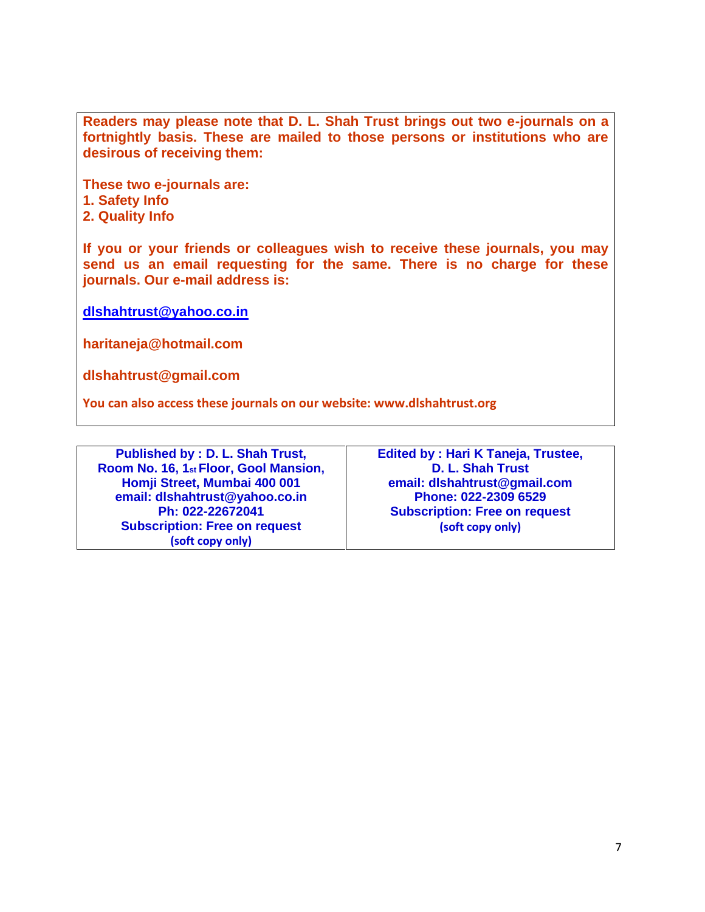**Readers may please note that D. L. Shah Trust brings out two e-journals on a fortnightly basis. These are mailed to those persons or institutions who are desirous of receiving them:**

**These two e-journals are:**
**1. Safety Info**
**2. Quality Info**

**If you or your friends or colleagues wish to receive these journals, you may send us an email requesting for the same. There is no charge for these journals. Our e-mail address is:**

**dlshahtrust@yahoo.co.in**

**haritaneja@hotmail.com**

**dlshahtrust@gmail.com**

**You can also access these journals on our website: www.dlshahtrust.org**

| | |
|---|---|
| **Published by : D. L. Shah Trust,<br>Room No. 16, 1st Floor, Gool Mansion,<br>Homji Street, Mumbai 400 001<br>email: dlshahtrust@yahoo.co.in<br>Ph: 022-22672041<br>Subscription: Free on request<br>(soft copy only)** | **Edited by : Hari K Taneja, Trustee,<br>D. L. Shah Trust<br>email: dlshahtrust@gmail.com<br>Phone: 022-2309 6529<br>Subscription: Free on request<br>(soft copy only)** |